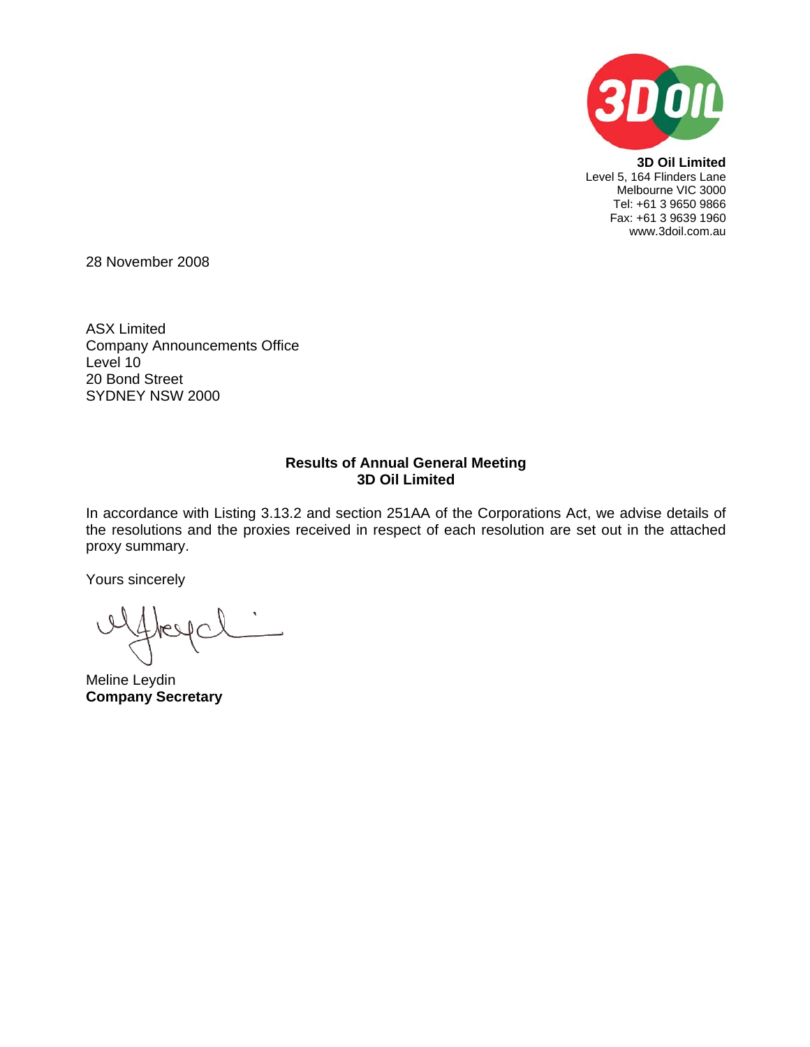**3D Oil Limited**
Level 5, 164 Flinders Lane
Melbourne VIC 3000
Tel: +61 3 9650 9866
Fax: +61 3 9639 1960
www.3doil.com.au

28 November 2008

ASX Limited
Company Announcements Office
Level 10
20 Bond Street
SYDNEY NSW 2000

**Results of Annual General Meeting**
**3D Oil Limited**

In accordance with Listing 3.13.2 and section 251AA of the Corporations Act, we advise details of the resolutions and the proxies received in respect of each resolution are set out in the attached proxy summary.

Yours sincerely

Meline Leydin
**Company Secretary**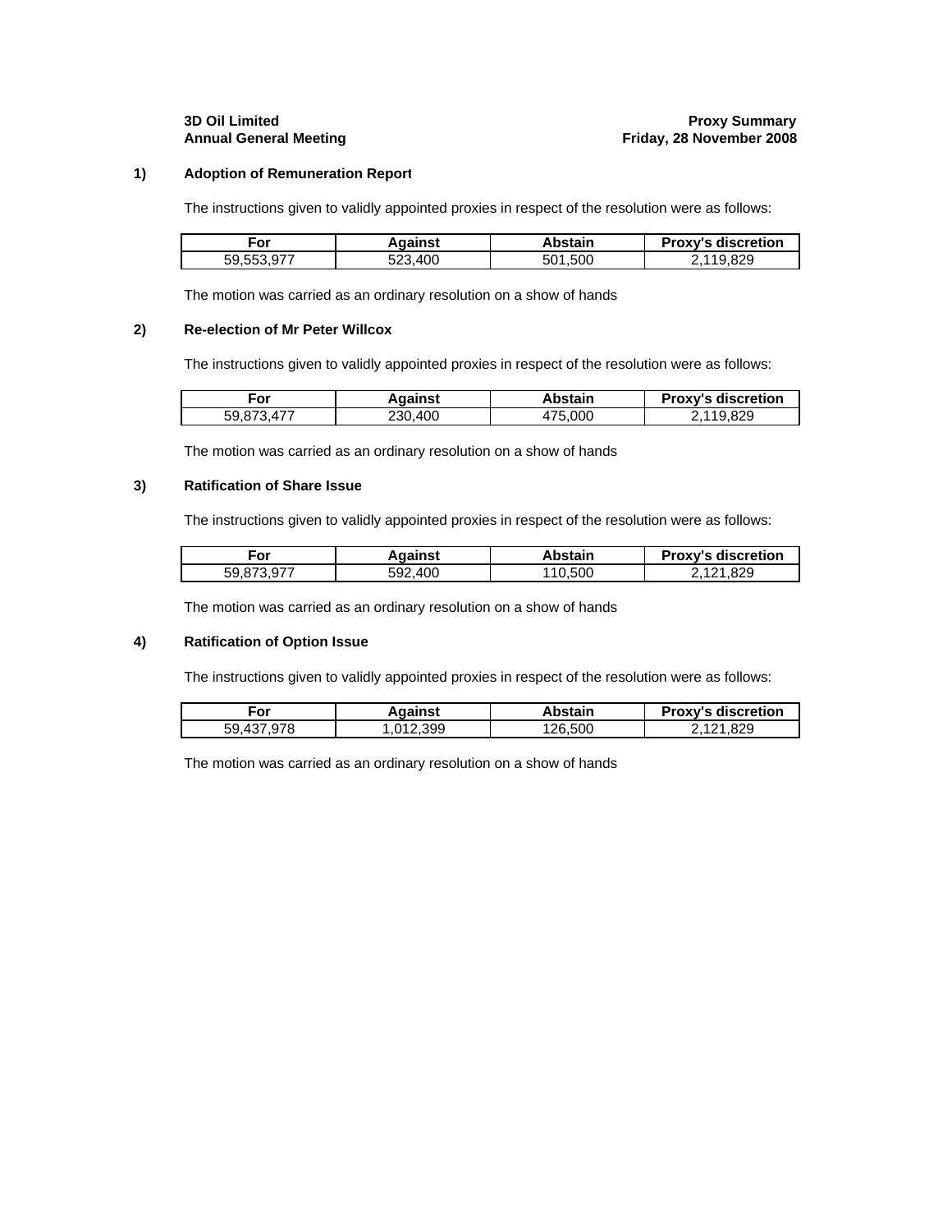**3D Oil Limited**
**Annual General Meeting**

**Proxy Summary**
**Friday, 28 November 2008**

## 1) Adoption of Remuneration Report

The instructions given to validly appointed proxies in respect of the resolution were as follows:

| For | Against | Abstain | Proxy's discretion |
|---|---|---|---|
| 59,553,977 | 523,400 | 501,500 | 2,119,829 |

The motion was carried as an ordinary resolution on a show of hands

## 2) Re-election of Mr Peter Willcox

The instructions given to validly appointed proxies in respect of the resolution were as follows:

| For | Against | Abstain | Proxy's discretion |
|---|---|---|---|
| 59,873,477 | 230,400 | 475,000 | 2,119,829 |

The motion was carried as an ordinary resolution on a show of hands

## 3) Ratification of Share Issue

The instructions given to validly appointed proxies in respect of the resolution were as follows:

| For | Against | Abstain | Proxy's discretion |
|---|---|---|---|
| 59,873,977 | 592,400 | 110,500 | 2,121,829 |

The motion was carried as an ordinary resolution on a show of hands

## 4) Ratification of Option Issue

The instructions given to validly appointed proxies in respect of the resolution were as follows:

| For | Against | Abstain | Proxy's discretion |
|---|---|---|---|
| 59,437,978 | 1,012,399 | 126,500 | 2,121,829 |

The motion was carried as an ordinary resolution on a show of hands